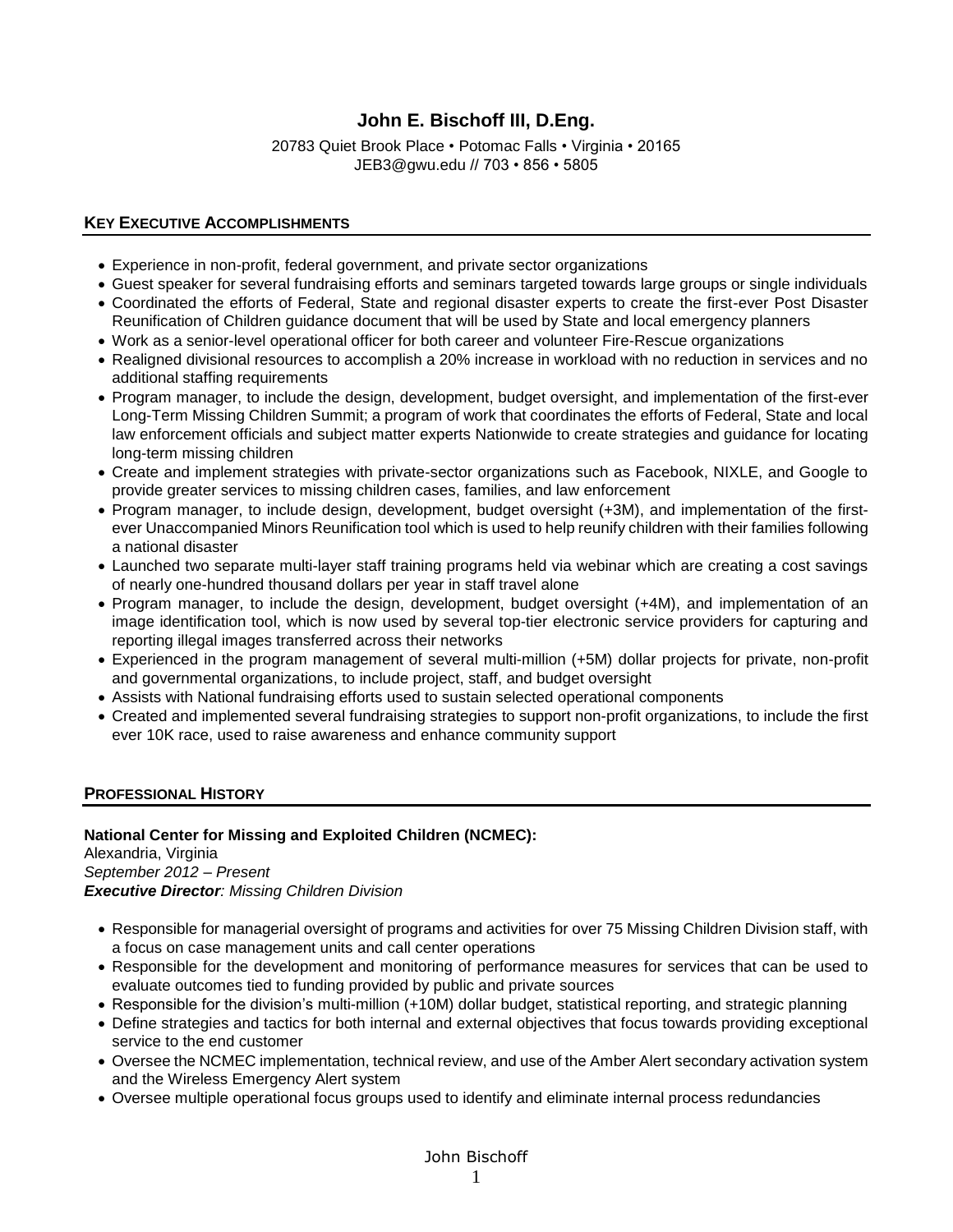# John E. Bischoff III, D.Eng.

20783 Quiet Brook Place • Potomac Falls • Virginia • 20165
JEB3@gwu.edu // 703 • 856 • 5805

## KEY EXECUTIVE ACCOMPLISHMENTS

- Experience in non-profit, federal government, and private sector organizations
- Guest speaker for several fundraising efforts and seminars targeted towards large groups or single individuals
- Coordinated the efforts of Federal, State and regional disaster experts to create the first-ever Post Disaster Reunification of Children guidance document that will be used by State and local emergency planners
- Work as a senior-level operational officer for both career and volunteer Fire-Rescue organizations
- Realigned divisional resources to accomplish a 20% increase in workload with no reduction in services and no additional staffing requirements
- Program manager, to include the design, development, budget oversight, and implementation of the first-ever Long-Term Missing Children Summit; a program of work that coordinates the efforts of Federal, State and local law enforcement officials and subject matter experts Nationwide to create strategies and guidance for locating long-term missing children
- Create and implement strategies with private-sector organizations such as Facebook, NIXLE, and Google to provide greater services to missing children cases, families, and law enforcement
- Program manager, to include design, development, budget oversight (+3M), and implementation of the first-ever Unaccompanied Minors Reunification tool which is used to help reunify children with their families following a national disaster
- Launched two separate multi-layer staff training programs held via webinar which are creating a cost savings of nearly one-hundred thousand dollars per year in staff travel alone
- Program manager, to include the design, development, budget oversight (+4M), and implementation of an image identification tool, which is now used by several top-tier electronic service providers for capturing and reporting illegal images transferred across their networks
- Experienced in the program management of several multi-million (+5M) dollar projects for private, non-profit and governmental organizations, to include project, staff, and budget oversight
- Assists with National fundraising efforts used to sustain selected operational components
- Created and implemented several fundraising strategies to support non-profit organizations, to include the first ever 10K race, used to raise awareness and enhance community support

## PROFESSIONAL HISTORY

**National Center for Missing and Exploited Children (NCMEC):**
Alexandria, Virginia
*September 2012 – Present*
***Executive Director**: Missing Children Division*

- Responsible for managerial oversight of programs and activities for over 75 Missing Children Division staff, with a focus on case management units and call center operations
- Responsible for the development and monitoring of performance measures for services that can be used to evaluate outcomes tied to funding provided by public and private sources
- Responsible for the division's multi-million (+10M) dollar budget, statistical reporting, and strategic planning
- Define strategies and tactics for both internal and external objectives that focus towards providing exceptional service to the end customer
- Oversee the NCMEC implementation, technical review, and use of the Amber Alert secondary activation system and the Wireless Emergency Alert system
- Oversee multiple operational focus groups used to identify and eliminate internal process redundancies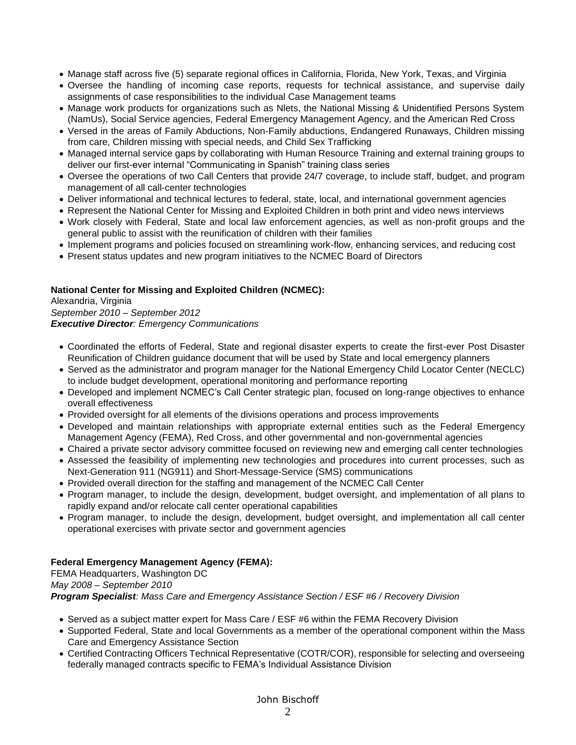- Manage staff across five (5) separate regional offices in California, Florida, New York, Texas, and Virginia
- Oversee the handling of incoming case reports, requests for technical assistance, and supervise daily assignments of case responsibilities to the individual Case Management teams
- Manage work products for organizations such as Nlets, the National Missing & Unidentified Persons System (NamUs), Social Service agencies, Federal Emergency Management Agency, and the American Red Cross
- Versed in the areas of Family Abductions, Non-Family abductions, Endangered Runaways, Children missing from care, Children missing with special needs, and Child Sex Trafficking
- Managed internal service gaps by collaborating with Human Resource Training and external training groups to deliver our first-ever internal "Communicating in Spanish" training class series
- Oversee the operations of two Call Centers that provide 24/7 coverage, to include staff, budget, and program management of all call-center technologies
- Deliver informational and technical lectures to federal, state, local, and international government agencies
- Represent the National Center for Missing and Exploited Children in both print and video news interviews
- Work closely with Federal, State and local law enforcement agencies, as well as non-profit groups and the general public to assist with the reunification of children with their families
- Implement programs and policies focused on streamlining work-flow, enhancing services, and reducing cost
- Present status updates and new program initiatives to the NCMEC Board of Directors

**National Center for Missing and Exploited Children (NCMEC):**
Alexandria, Virginia
*September 2010 – September 2012*
***Executive Director**: Emergency Communications*

- Coordinated the efforts of Federal, State and regional disaster experts to create the first-ever Post Disaster Reunification of Children guidance document that will be used by State and local emergency planners
- Served as the administrator and program manager for the National Emergency Child Locator Center (NECLC) to include budget development, operational monitoring and performance reporting
- Developed and implement NCMEC's Call Center strategic plan, focused on long-range objectives to enhance overall effectiveness
- Provided oversight for all elements of the divisions operations and process improvements
- Developed and maintain relationships with appropriate external entities such as the Federal Emergency Management Agency (FEMA), Red Cross, and other governmental and non-governmental agencies
- Chaired a private sector advisory committee focused on reviewing new and emerging call center technologies
- Assessed the feasibility of implementing new technologies and procedures into current processes, such as Next-Generation 911 (NG911) and Short-Message-Service (SMS) communications
- Provided overall direction for the staffing and management of the NCMEC Call Center
- Program manager, to include the design, development, budget oversight, and implementation of all plans to rapidly expand and/or relocate call center operational capabilities
- Program manager, to include the design, development, budget oversight, and implementation all call center operational exercises with private sector and government agencies

**Federal Emergency Management Agency (FEMA):**
FEMA Headquarters, Washington DC
*May 2008 – September 2010*
***Program Specialist**: Mass Care and Emergency Assistance Section / ESF #6 / Recovery Division*

- Served as a subject matter expert for Mass Care / ESF #6 within the FEMA Recovery Division
- Supported Federal, State and local Governments as a member of the operational component within the Mass Care and Emergency Assistance Section
- Certified Contracting Officers Technical Representative (COTR/COR), responsible for selecting and overseeing federally managed contracts specific to FEMA's Individual Assistance Division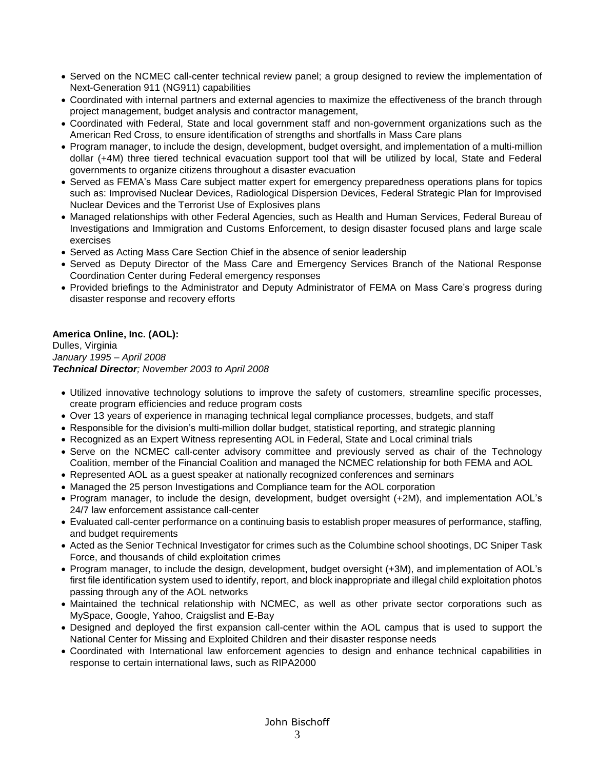- Served on the NCMEC call-center technical review panel; a group designed to review the implementation of Next-Generation 911 (NG911) capabilities
- Coordinated with internal partners and external agencies to maximize the effectiveness of the branch through project management, budget analysis and contractor management,
- Coordinated with Federal, State and local government staff and non-government organizations such as the American Red Cross, to ensure identification of strengths and shortfalls in Mass Care plans
- Program manager, to include the design, development, budget oversight, and implementation of a multi-million dollar (+4M) three tiered technical evacuation support tool that will be utilized by local, State and Federal governments to organize citizens throughout a disaster evacuation
- Served as FEMA's Mass Care subject matter expert for emergency preparedness operations plans for topics such as: Improvised Nuclear Devices, Radiological Dispersion Devices, Federal Strategic Plan for Improvised Nuclear Devices and the Terrorist Use of Explosives plans
- Managed relationships with other Federal Agencies, such as Health and Human Services, Federal Bureau of Investigations and Immigration and Customs Enforcement, to design disaster focused plans and large scale exercises
- Served as Acting Mass Care Section Chief in the absence of senior leadership
- Served as Deputy Director of the Mass Care and Emergency Services Branch of the National Response Coordination Center during Federal emergency responses
- Provided briefings to the Administrator and Deputy Administrator of FEMA on Mass Care's progress during disaster response and recovery efforts

**America Online, Inc. (AOL):**
Dulles, Virginia
*January 1995 – April 2008*
***Technical Director****; November 2003 to April 2008*

- Utilized innovative technology solutions to improve the safety of customers, streamline specific processes, create program efficiencies and reduce program costs
- Over 13 years of experience in managing technical legal compliance processes, budgets, and staff
- Responsible for the division's multi-million dollar budget, statistical reporting, and strategic planning
- Recognized as an Expert Witness representing AOL in Federal, State and Local criminal trials
- Serve on the NCMEC call-center advisory committee and previously served as chair of the Technology Coalition, member of the Financial Coalition and managed the NCMEC relationship for both FEMA and AOL
- Represented AOL as a guest speaker at nationally recognized conferences and seminars
- Managed the 25 person Investigations and Compliance team for the AOL corporation
- Program manager, to include the design, development, budget oversight (+2M), and implementation AOL's 24/7 law enforcement assistance call-center
- Evaluated call-center performance on a continuing basis to establish proper measures of performance, staffing, and budget requirements
- Acted as the Senior Technical Investigator for crimes such as the Columbine school shootings, DC Sniper Task Force, and thousands of child exploitation crimes
- Program manager, to include the design, development, budget oversight (+3M), and implementation of AOL's first file identification system used to identify, report, and block inappropriate and illegal child exploitation photos passing through any of the AOL networks
- Maintained the technical relationship with NCMEC, as well as other private sector corporations such as MySpace, Google, Yahoo, Craigslist and E-Bay
- Designed and deployed the first expansion call-center within the AOL campus that is used to support the National Center for Missing and Exploited Children and their disaster response needs
- Coordinated with International law enforcement agencies to design and enhance technical capabilities in response to certain international laws, such as RIPA2000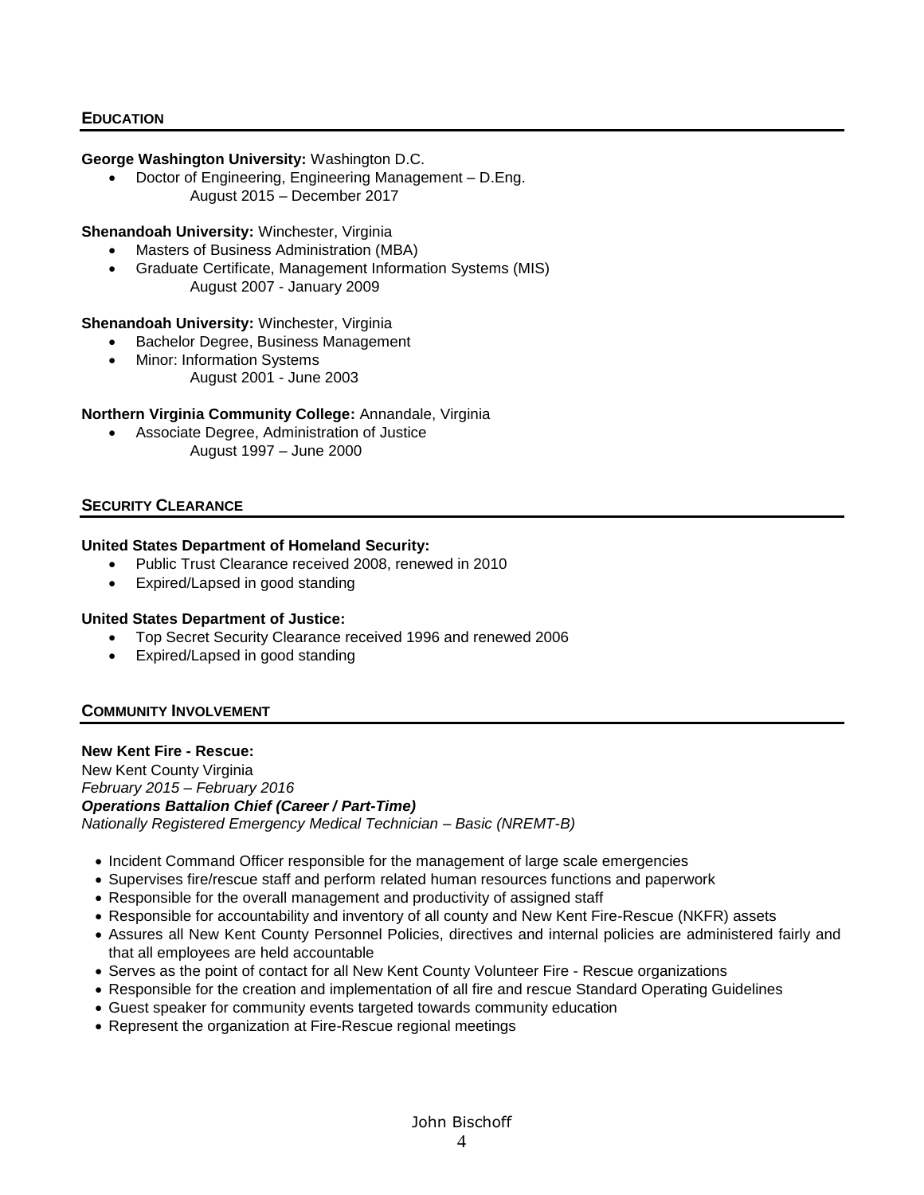## EDUCATION

**George Washington University:** Washington D.C.

- Doctor of Engineering, Engineering Management – D.Eng.
  August 2015 – December 2017

**Shenandoah University:** Winchester, Virginia

- Masters of Business Administration (MBA)
- Graduate Certificate, Management Information Systems (MIS)
  August 2007 - January 2009

**Shenandoah University:** Winchester, Virginia

- Bachelor Degree, Business Management
- Minor: Information Systems
  August 2001 - June 2003

**Northern Virginia Community College:** Annandale, Virginia

- Associate Degree, Administration of Justice
  August 1997 – June 2000

## SECURITY CLEARANCE

**United States Department of Homeland Security:**

- Public Trust Clearance received 2008, renewed in 2010
- Expired/Lapsed in good standing

**United States Department of Justice:**

- Top Secret Security Clearance received 1996 and renewed 2006
- Expired/Lapsed in good standing

## COMMUNITY INVOLVEMENT

**New Kent Fire - Rescue:**
New Kent County Virginia
*February 2015 – February 2016*
***Operations Battalion Chief (Career / Part-Time)***
*Nationally Registered Emergency Medical Technician – Basic (NREMT-B)*

- Incident Command Officer responsible for the management of large scale emergencies
- Supervises fire/rescue staff and perform related human resources functions and paperwork
- Responsible for the overall management and productivity of assigned staff
- Responsible for accountability and inventory of all county and New Kent Fire-Rescue (NKFR) assets
- Assures all New Kent County Personnel Policies, directives and internal policies are administered fairly and that all employees are held accountable
- Serves as the point of contact for all New Kent County Volunteer Fire - Rescue organizations
- Responsible for the creation and implementation of all fire and rescue Standard Operating Guidelines
- Guest speaker for community events targeted towards community education
- Represent the organization at Fire-Rescue regional meetings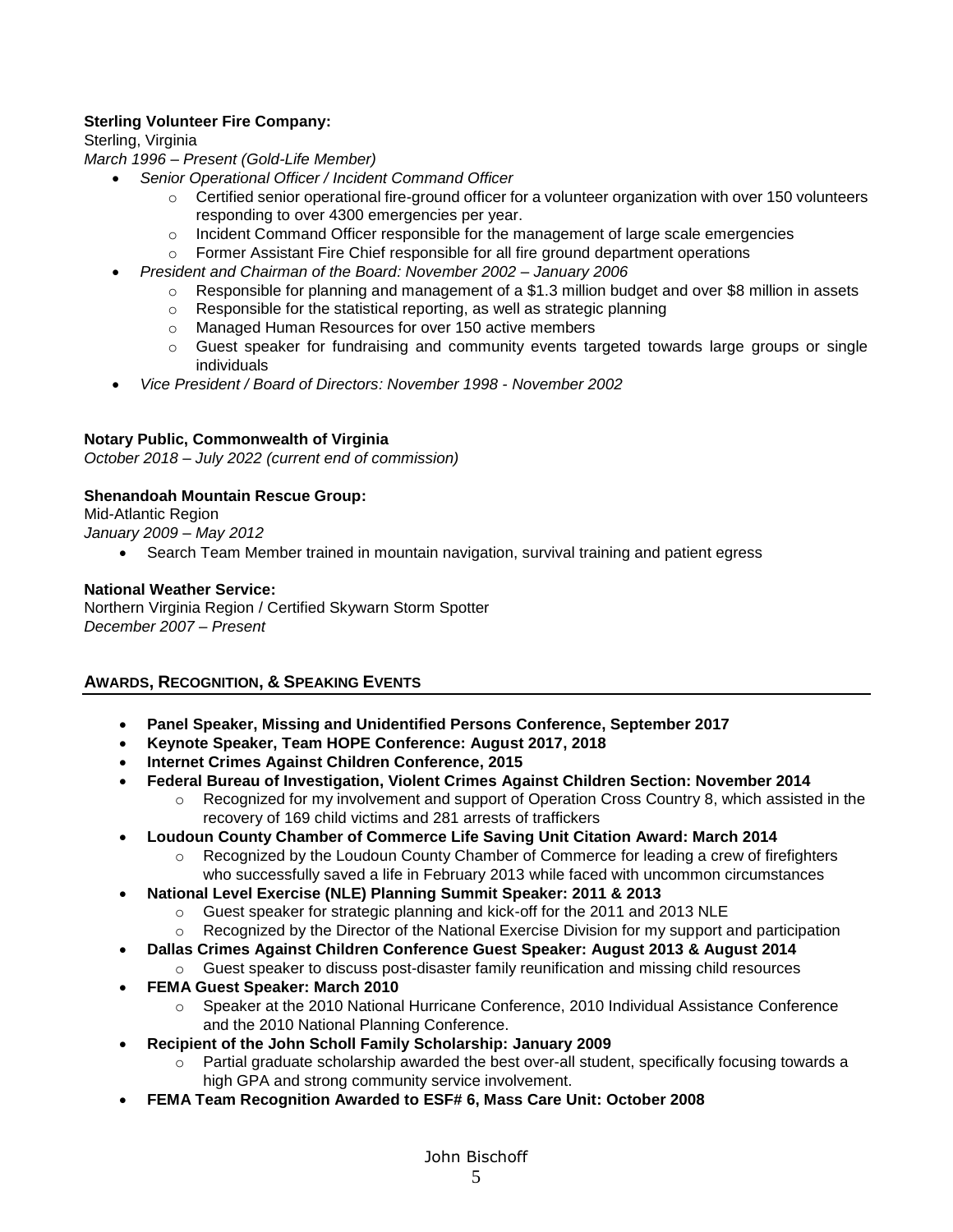**Sterling Volunteer Fire Company:**
Sterling, Virginia
*March 1996 – Present (Gold-Life Member)*

- *Senior Operational Officer / Incident Command Officer*
  - Certified senior operational fire-ground officer for a volunteer organization with over 150 volunteers responding to over 4300 emergencies per year.
  - Incident Command Officer responsible for the management of large scale emergencies
  - Former Assistant Fire Chief responsible for all fire ground department operations
- *President and Chairman of the Board: November 2002 – January 2006*
  - Responsible for planning and management of a $1.3 million budget and over $8 million in assets
  - Responsible for the statistical reporting, as well as strategic planning
  - Managed Human Resources for over 150 active members
  - Guest speaker for fundraising and community events targeted towards large groups or single individuals
- *Vice President / Board of Directors: November 1998 - November 2002*

**Notary Public, Commonwealth of Virginia**
*October 2018 – July 2022 (current end of commission)*

**Shenandoah Mountain Rescue Group:**
Mid-Atlantic Region
*January 2009 – May 2012*

- Search Team Member trained in mountain navigation, survival training and patient egress

**National Weather Service:**
Northern Virginia Region / Certified Skywarn Storm Spotter
*December 2007 – Present*

## AWARDS, RECOGNITION, & SPEAKING EVENTS

- **Panel Speaker, Missing and Unidentified Persons Conference, September 2017**
- **Keynote Speaker, Team HOPE Conference: August 2017, 2018**
- **Internet Crimes Against Children Conference, 2015**
- **Federal Bureau of Investigation, Violent Crimes Against Children Section: November 2014**
  - Recognized for my involvement and support of Operation Cross Country 8, which assisted in the recovery of 169 child victims and 281 arrests of traffickers
- **Loudoun County Chamber of Commerce Life Saving Unit Citation Award: March 2014**
  - Recognized by the Loudoun County Chamber of Commerce for leading a crew of firefighters who successfully saved a life in February 2013 while faced with uncommon circumstances
- **National Level Exercise (NLE) Planning Summit Speaker: 2011 & 2013**
  - Guest speaker for strategic planning and kick-off for the 2011 and 2013 NLE
  - Recognized by the Director of the National Exercise Division for my support and participation
- **Dallas Crimes Against Children Conference Guest Speaker: August 2013 & August 2014**
  - Guest speaker to discuss post-disaster family reunification and missing child resources
- **FEMA Guest Speaker: March 2010**
  - Speaker at the 2010 National Hurricane Conference, 2010 Individual Assistance Conference and the 2010 National Planning Conference.
- **Recipient of the John Scholl Family Scholarship: January 2009**
  - Partial graduate scholarship awarded the best over-all student, specifically focusing towards a high GPA and strong community service involvement.
- **FEMA Team Recognition Awarded to ESF# 6, Mass Care Unit: October 2008**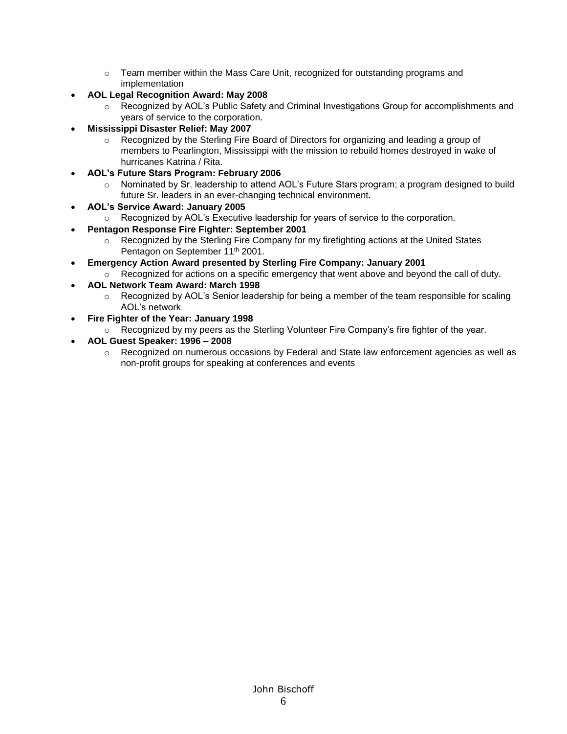- Team member within the Mass Care Unit, recognized for outstanding programs and implementation
- **AOL Legal Recognition Award: May 2008**
  - Recognized by AOL's Public Safety and Criminal Investigations Group for accomplishments and years of service to the corporation.
- **Mississippi Disaster Relief: May 2007**
  - Recognized by the Sterling Fire Board of Directors for organizing and leading a group of members to Pearlington, Mississippi with the mission to rebuild homes destroyed in wake of hurricanes Katrina / Rita.
- **AOL's Future Stars Program: February 2006**
  - Nominated by Sr. leadership to attend AOL's Future Stars program; a program designed to build future Sr. leaders in an ever-changing technical environment.
- **AOL's Service Award: January 2005**
  - Recognized by AOL's Executive leadership for years of service to the corporation.
- **Pentagon Response Fire Fighter: September 2001**
  - Recognized by the Sterling Fire Company for my firefighting actions at the United States Pentagon on September 11th 2001.
- **Emergency Action Award presented by Sterling Fire Company: January 2001**
  - Recognized for actions on a specific emergency that went above and beyond the call of duty.
- **AOL Network Team Award: March 1998**
  - Recognized by AOL's Senior leadership for being a member of the team responsible for scaling AOL's network
- **Fire Fighter of the Year: January 1998**
  - Recognized by my peers as the Sterling Volunteer Fire Company's fire fighter of the year.
- **AOL Guest Speaker: 1996 – 2008**
  - Recognized on numerous occasions by Federal and State law enforcement agencies as well as non-profit groups for speaking at conferences and events